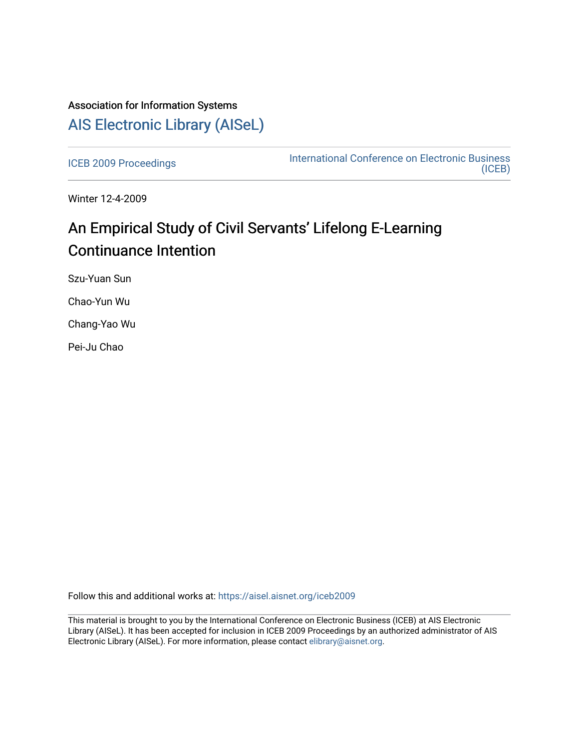Association for Information Systems

# AIS Electronic Library (AISeL)

ICEB 2009 Proceedings

International Conference on Electronic Business (ICEB)

Winter 12-4-2009

## An Empirical Study of Civil Servants' Lifelong E-Learning Continuance Intention

Szu-Yuan Sun

Chao-Yun Wu

Chang-Yao Wu

Pei-Ju Chao

Follow this and additional works at: https://aisel.aisnet.org/iceb2009

This material is brought to you by the International Conference on Electronic Business (ICEB) at AIS Electronic Library (AISeL). It has been accepted for inclusion in ICEB 2009 Proceedings by an authorized administrator of AIS Electronic Library (AISeL). For more information, please contact elibrary@aisnet.org.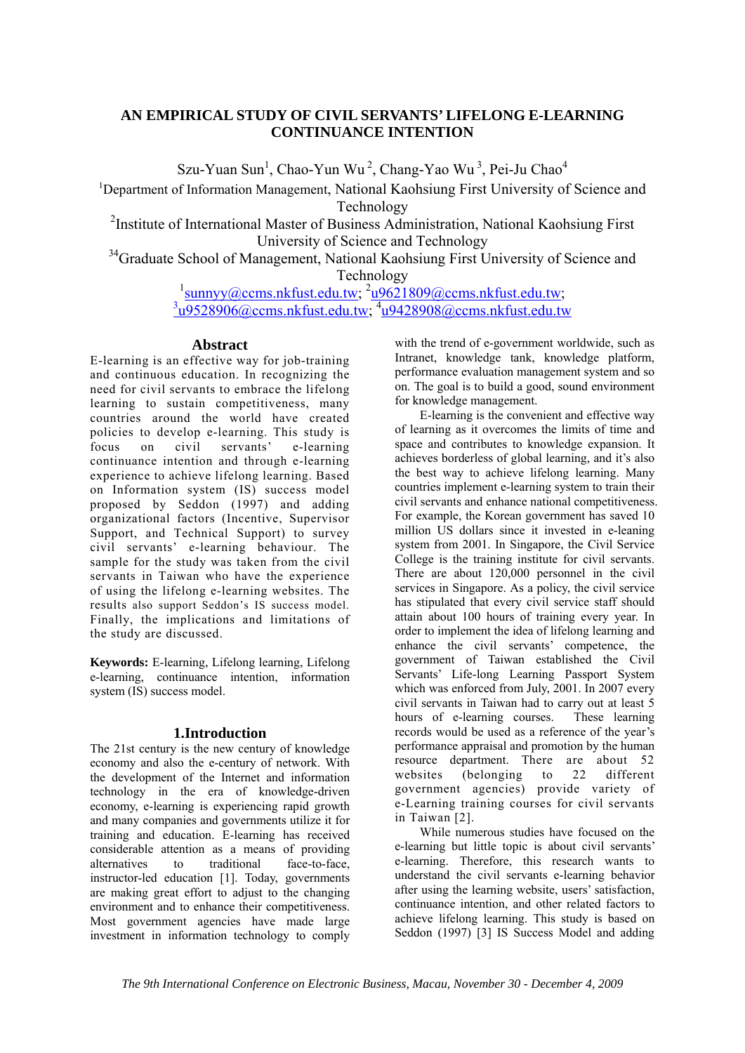# AN EMPIRICAL STUDY OF CIVIL SERVANTS' LIFELONG E-LEARNING CONTINUANCE INTENTION

Szu-Yuan Sun[1], Chao-Yun Wu[2], Chang-Yao Wu[3], Pei-Ju Chao[4]

[1]Department of Information Management, National Kaohsiung First University of Science and Technology

[2]Institute of International Master of Business Administration, National Kaohsiung First University of Science and Technology

[34]Graduate School of Management, National Kaohsiung First University of Science and Technology

[1]sunnyy@ccms.nkfust.edu.tw; [2]u9621809@ccms.nkfust.edu.tw; [3]u9528906@ccms.nkfust.edu.tw; [4]u9428908@ccms.nkfust.edu.tw

## Abstract

E-learning is an effective way for job-training and continuous education. In recognizing the need for civil servants to embrace the lifelong learning to sustain competitiveness, many countries around the world have created policies to develop e-learning. This study is focus on civil servants' e-learning continuance intention and through e-learning experience to achieve lifelong learning. Based on Information system (IS) success model proposed by Seddon (1997) and adding organizational factors (Incentive, Supervisor Support, and Technical Support) to survey civil servants' e-learning behaviour. The sample for the study was taken from the civil servants in Taiwan who have the experience of using the lifelong e-learning websites. The results also support Seddon's IS success model. Finally, the implications and limitations of the study are discussed.

**Keywords:** E-learning, Lifelong learning, Lifelong e-learning, continuance intention, information system (IS) success model.

## 1.Introduction

The 21st century is the new century of knowledge economy and also the e-century of network. With the development of the Internet and information technology in the era of knowledge-driven economy, e-learning is experiencing rapid growth and many companies and governments utilize it for training and education. E-learning has received considerable attention as a means of providing alternatives to traditional face-to-face, instructor-led education [1]. Today, governments are making great effort to adjust to the changing environment and to enhance their competitiveness. Most government agencies have made large investment in information technology to comply with the trend of e-government worldwide, such as Intranet, knowledge tank, knowledge platform, performance evaluation management system and so on. The goal is to build a good, sound environment for knowledge management.

E-learning is the convenient and effective way of learning as it overcomes the limits of time and space and contributes to knowledge expansion. It achieves borderless of global learning, and it's also the best way to achieve lifelong learning. Many countries implement e-learning system to train their civil servants and enhance national competitiveness. For example, the Korean government has saved 10 million US dollars since it invested in e-leaning system from 2001. In Singapore, the Civil Service College is the training institute for civil servants. There are about 120,000 personnel in the civil services in Singapore. As a policy, the civil service has stipulated that every civil service staff should attain about 100 hours of training every year. In order to implement the idea of lifelong learning and enhance the civil servants' competence, the government of Taiwan established the Civil Servants' Life-long Learning Passport System which was enforced from July, 2001. In 2007 every civil servants in Taiwan had to carry out at least 5 hours of e-learning courses. These learning records would be used as a reference of the year's performance appraisal and promotion by the human resource department. There are about 52 websites (belonging to 22 different government agencies) provide variety of e-Learning training courses for civil servants in Taiwan [2].

While numerous studies have focused on the e-learning but little topic is about civil servants' e-learning. Therefore, this research wants to understand the civil servants e-learning behavior after using the learning website, users' satisfaction, continuance intention, and other related factors to achieve lifelong learning. This study is based on Seddon (1997) [3] IS Success Model and adding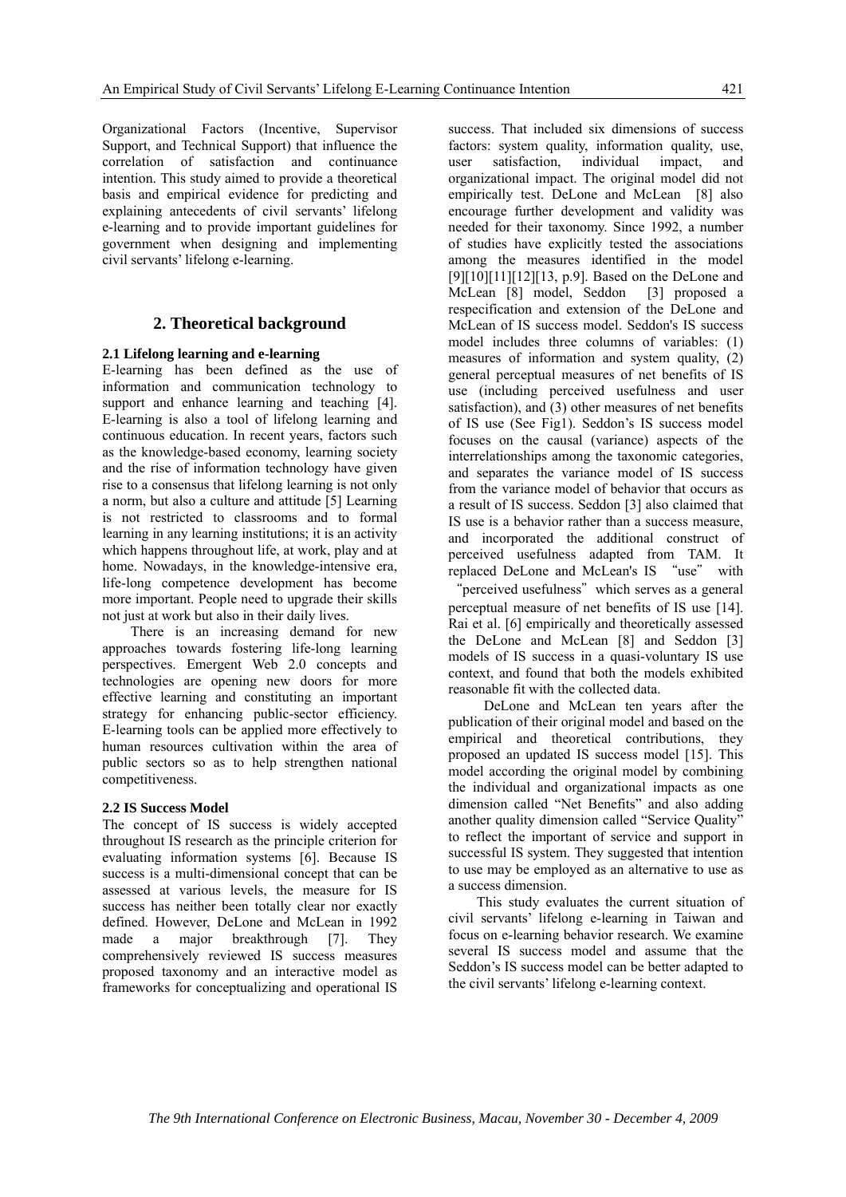Organizational Factors (Incentive, Supervisor Support, and Technical Support) that influence the correlation of satisfaction and continuance intention. This study aimed to provide a theoretical basis and empirical evidence for predicting and explaining antecedents of civil servants' lifelong e-learning and to provide important guidelines for government when designing and implementing civil servants' lifelong e-learning.

## 2. Theoretical background

### 2.1 Lifelong learning and e-learning

E-learning has been defined as the use of information and communication technology to support and enhance learning and teaching [4]. E-learning is also a tool of lifelong learning and continuous education. In recent years, factors such as the knowledge-based economy, learning society and the rise of information technology have given rise to a consensus that lifelong learning is not only a norm, but also a culture and attitude [5] Learning is not restricted to classrooms and to formal learning in any learning institutions; it is an activity which happens throughout life, at work, play and at home. Nowadays, in the knowledge-intensive era, life-long competence development has become more important. People need to upgrade their skills not just at work but also in their daily lives.

There is an increasing demand for new approaches towards fostering life-long learning perspectives. Emergent Web 2.0 concepts and technologies are opening new doors for more effective learning and constituting an important strategy for enhancing public-sector efficiency. E-learning tools can be applied more effectively to human resources cultivation within the area of public sectors so as to help strengthen national competitiveness.

### 2.2 IS Success Model

The concept of IS success is widely accepted throughout IS research as the principle criterion for evaluating information systems [6]. Because IS success is a multi-dimensional concept that can be assessed at various levels, the measure for IS success has neither been totally clear nor exactly defined. However, DeLone and McLean in 1992 made a major breakthrough [7]. They comprehensively reviewed IS success measures proposed taxonomy and an interactive model as frameworks for conceptualizing and operational IS success. That included six dimensions of success factors: system quality, information quality, use, user satisfaction, individual impact, and organizational impact. The original model did not empirically test. DeLone and McLean [8] also encourage further development and validity was needed for their taxonomy. Since 1992, a number of studies have explicitly tested the associations among the measures identified in the model [9][10][11][12][13, p.9]. Based on the DeLone and McLean [8] model, Seddon [3] proposed a respecification and extension of the DeLone and McLean of IS success model. Seddon's IS success model includes three columns of variables: (1) measures of information and system quality, (2) general perceptual measures of net benefits of IS use (including perceived usefulness and user satisfaction), and (3) other measures of net benefits of IS use (See Fig1). Seddon's IS success model focuses on the causal (variance) aspects of the interrelationships among the taxonomic categories, and separates the variance model of IS success from the variance model of behavior that occurs as a result of IS success. Seddon [3] also claimed that IS use is a behavior rather than a success measure, and incorporated the additional construct of perceived usefulness adapted from TAM. It replaced DeLone and McLean's IS "use" with "perceived usefulness" which serves as a general perceptual measure of net benefits of IS use [14]. Rai et al. [6] empirically and theoretically assessed the DeLone and McLean [8] and Seddon [3] models of IS success in a quasi-voluntary IS use context, and found that both the models exhibited reasonable fit with the collected data.

DeLone and McLean ten years after the publication of their original model and based on the empirical and theoretical contributions, they proposed an updated IS success model [15]. This model according the original model by combining the individual and organizational impacts as one dimension called "Net Benefits" and also adding another quality dimension called "Service Quality" to reflect the important of service and support in successful IS system. They suggested that intention to use may be employed as an alternative to use as a success dimension.

This study evaluates the current situation of civil servants' lifelong e-learning in Taiwan and focus on e-learning behavior research. We examine several IS success model and assume that the Seddon's IS success model can be better adapted to the civil servants' lifelong e-learning context.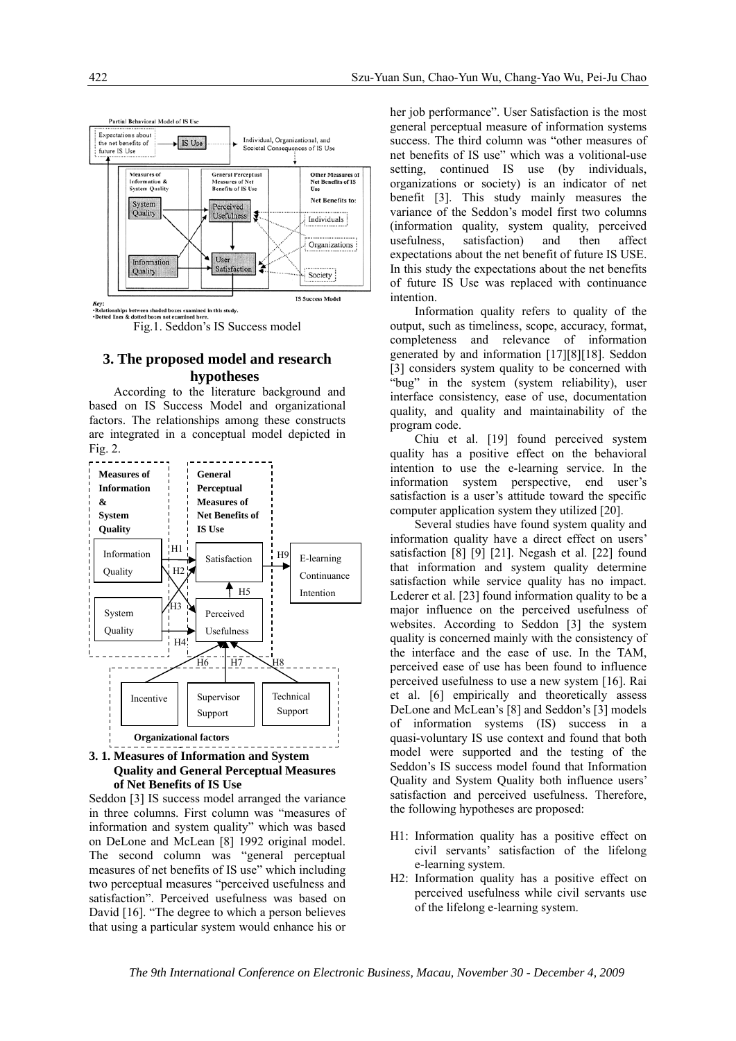Fig.1. Seddon's IS Success model

## 3. The proposed model and research hypotheses

According to the literature background and based on IS Success Model and organizational factors. The relationships among these constructs are integrated in a conceptual model depicted in Fig. 2.

### 3. 1. Measures of Information and System Quality and General Perceptual Measures of Net Benefits of IS Use

Seddon [3] IS success model arranged the variance in three columns. First column was "measures of information and system quality" which was based on DeLone and McLean [8] 1992 original model. The second column was "general perceptual measures of net benefits of IS use" which including two perceptual measures "perceived usefulness and satisfaction". Perceived usefulness was based on David [16]. "The degree to which a person believes that using a particular system would enhance his or her job performance". User Satisfaction is the most general perceptual measure of information systems success. The third column was "other measures of net benefits of IS use" which was a volitional-use setting, continued IS use (by individuals, organizations or society) is an indicator of net benefit [3]. This study mainly measures the variance of the Seddon's model first two columns (information quality, system quality, perceived usefulness, satisfaction) and then affect expectations about the net benefit of future IS USE. In this study the expectations about the net benefits of future IS Use was replaced with continuance intention.

Information quality refers to quality of the output, such as timeliness, scope, accuracy, format, completeness and relevance of information generated by and information [17][8][18]. Seddon [3] considers system quality to be concerned with "bug" in the system (system reliability), user interface consistency, ease of use, documentation quality, and quality and maintainability of the program code.

Chiu et al. [19] found perceived system quality has a positive effect on the behavioral intention to use the e-learning service. In the information system perspective, end user's satisfaction is a user's attitude toward the specific computer application system they utilized [20].

Several studies have found system quality and information quality have a direct effect on users' satisfaction [8] [9] [21]. Negash et al. [22] found that information and system quality determine satisfaction while service quality has no impact. Lederer et al. [23] found information quality to be a major influence on the perceived usefulness of websites. According to Seddon [3] the system quality is concerned mainly with the consistency of the interface and the ease of use. In the TAM, perceived ease of use has been found to influence perceived usefulness to use a new system [16]. Rai et al. [6] empirically and theoretically assess DeLone and McLean's [8] and Seddon's [3] models of information systems (IS) success in a quasi-voluntary IS use context and found that both model were supported and the testing of the Seddon's IS success model found that Information Quality and System Quality both influence users' satisfaction and perceived usefulness. Therefore, the following hypotheses are proposed:

- H1: Information quality has a positive effect on civil servants' satisfaction of the lifelong e-learning system.
- H2: Information quality has a positive effect on perceived usefulness while civil servants use of the lifelong e-learning system.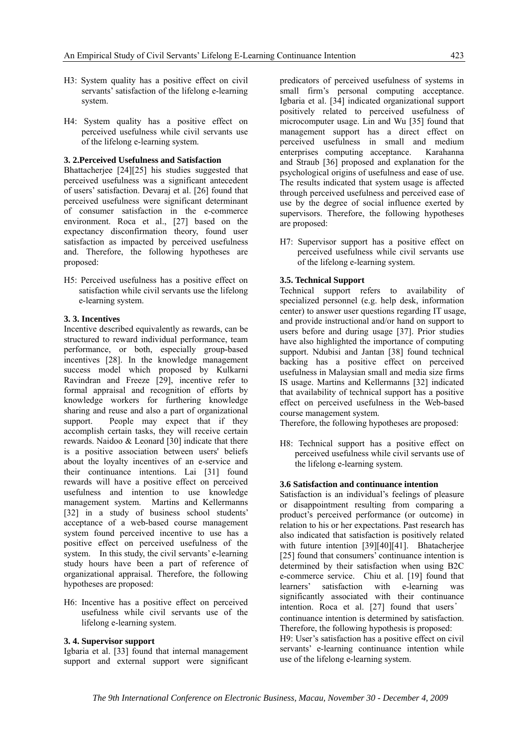H3: System quality has a positive effect on civil servants' satisfaction of the lifelong e-learning system.

H4: System quality has a positive effect on perceived usefulness while civil servants use of the lifelong e-learning system.

### 3. 2.Perceived Usefulness and Satisfaction

Bhattacherjee [24][25] his studies suggested that perceived usefulness was a significant antecedent of users' satisfaction. Devaraj et al. [26] found that perceived usefulness were significant determinant of consumer satisfaction in the e-commerce environment. Roca et al., [27] based on the expectancy disconfirmation theory, found user satisfaction as impacted by perceived usefulness and. Therefore, the following hypotheses are proposed:

H5: Perceived usefulness has a positive effect on satisfaction while civil servants use the lifelong e-learning system.

### 3. 3. Incentives

Incentive described equivalently as rewards, can be structured to reward individual performance, team performance, or both, especially group-based incentives [28]. In the knowledge management success model which proposed by Kulkarni Ravindran and Freeze [29], incentive refer to formal appraisal and recognition of efforts by knowledge workers for furthering knowledge sharing and reuse and also a part of organizational support. People may expect that if they accomplish certain tasks, they will receive certain rewards. Naidoo & Leonard [30] indicate that there is a positive association between users' beliefs about the loyalty incentives of an e-service and their continuance intentions. Lai [31] found rewards will have a positive effect on perceived usefulness and intention to use knowledge management system. Martins and Kellermanns [32] in a study of business school students' acceptance of a web-based course management system found perceived incentive to use has a positive effect on perceived usefulness of the system. In this study, the civil servants' e-learning study hours have been a part of reference of organizational appraisal. Therefore, the following hypotheses are proposed:

H6: Incentive has a positive effect on perceived usefulness while civil servants use of the lifelong e-learning system.

### 3. 4. Supervisor support

Igbaria et al. [33] found that internal management support and external support were significant predicators of perceived usefulness of systems in small firm's personal computing acceptance. Igbaria et al. [34] indicated organizational support positively related to perceived usefulness of microcomputer usage. Lin and Wu [35] found that management support has a direct effect on perceived usefulness in small and medium enterprises computing acceptance. Karahanna and Straub [36] proposed and explanation for the psychological origins of usefulness and ease of use. The results indicated that system usage is affected through perceived usefulness and perceived ease of use by the degree of social influence exerted by supervisors. Therefore, the following hypotheses are proposed:

H7: Supervisor support has a positive effect on perceived usefulness while civil servants use of the lifelong e-learning system.

### 3.5. Technical Support

Technical support refers to availability of specialized personnel (e.g. help desk, information center) to answer user questions regarding IT usage, and provide instructional and/or hand on support to users before and during usage [37]. Prior studies have also highlighted the importance of computing support. Ndubisi and Jantan [38] found technical backing has a positive effect on perceived usefulness in Malaysian small and media size firms IS usage. Martins and Kellermanns [32] indicated that availability of technical support has a positive effect on perceived usefulness in the Web-based course management system.

Therefore, the following hypotheses are proposed:

H8: Technical support has a positive effect on perceived usefulness while civil servants use of the lifelong e-learning system.

### 3.6 Satisfaction and continuance intention

Satisfaction is an individual's feelings of pleasure or disappointment resulting from comparing a product's perceived performance (or outcome) in relation to his or her expectations. Past research has also indicated that satisfaction is positively related with future intention [39][40][41]. Bhatacherjee [25] found that consumers' continuance intention is determined by their satisfaction when using B2C e-commerce service. Chiu et al. [19] found that learners' satisfaction with e-learning was significantly associated with their continuance intention. Roca et al. [27] found that users' continuance intention is determined by satisfaction. Therefore, the following hypothesis is proposed:

H9: User's satisfaction has a positive effect on civil servants' e-learning continuance intention while use of the lifelong e-learning system.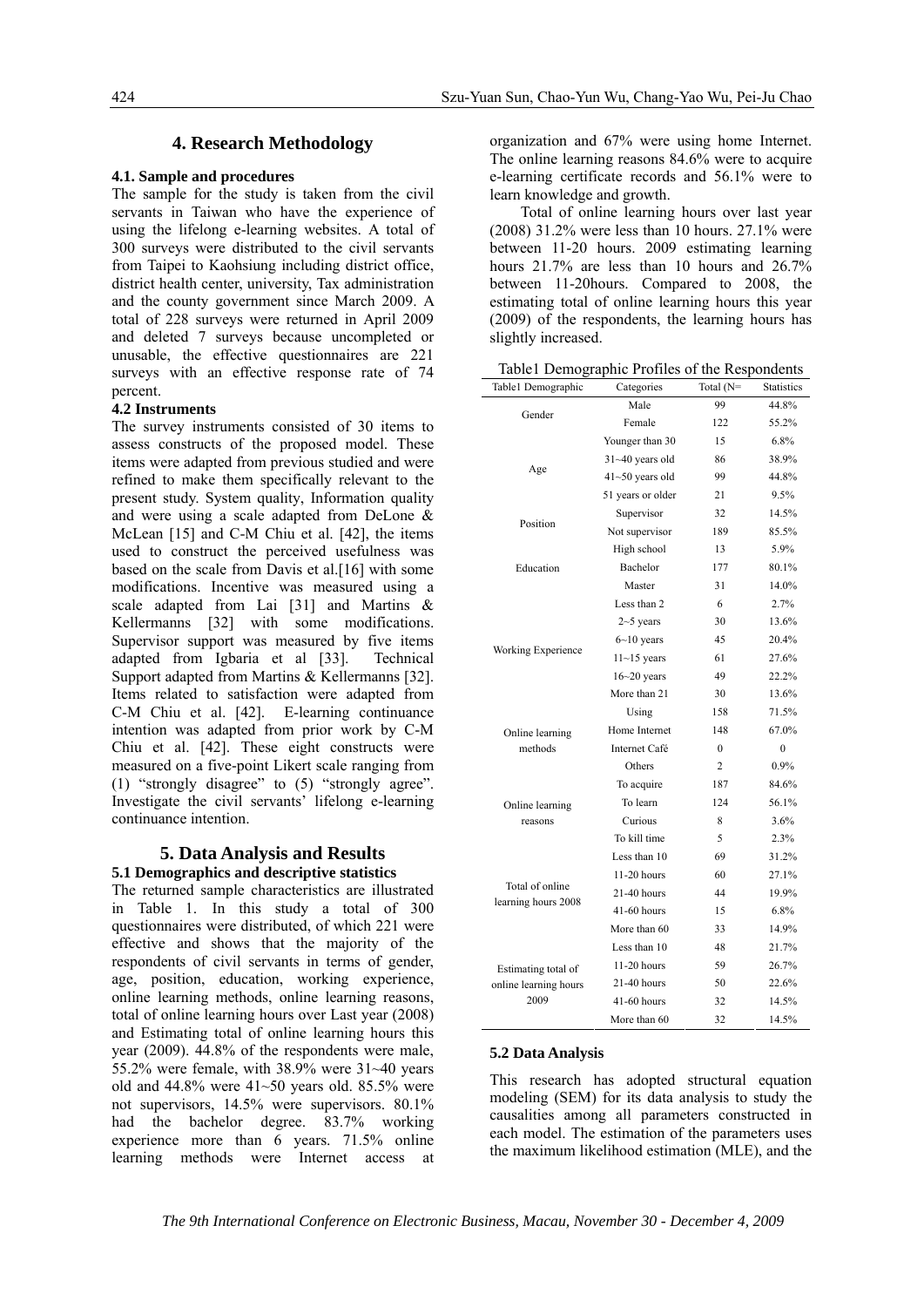## 4. Research Methodology

### 4.1. Sample and procedures

The sample for the study is taken from the civil servants in Taiwan who have the experience of using the lifelong e-learning websites. A total of 300 surveys were distributed to the civil servants from Taipei to Kaohsiung including district office, district health center, university, Tax administration and the county government since March 2009. A total of 228 surveys were returned in April 2009 and deleted 7 surveys because uncompleted or unusable, the effective questionnaires are 221 surveys with an effective response rate of 74 percent.

### 4.2 Instruments

The survey instruments consisted of 30 items to assess constructs of the proposed model. These items were adapted from previous studied and were refined to make them specifically relevant to the present study. System quality, Information quality and were using a scale adapted from DeLone & McLean [15] and C-M Chiu et al. [42], the items used to construct the perceived usefulness was based on the scale from Davis et al.[16] with some modifications. Incentive was measured using a scale adapted from Lai [31] and Martins & Kellermanns [32] with some modifications. Supervisor support was measured by five items adapted from Igbaria et al [33]. Technical Support adapted from Martins & Kellermanns [32]. Items related to satisfaction were adapted from C-M Chiu et al. [42]. E-learning continuance intention was adapted from prior work by C-M Chiu et al. [42]. These eight constructs were measured on a five-point Likert scale ranging from (1) "strongly disagree" to (5) "strongly agree". Investigate the civil servants' lifelong e-learning continuance intention.

## 5. Data Analysis and Results

### 5.1 Demographics and descriptive statistics

The returned sample characteristics are illustrated in Table 1. In this study a total of 300 questionnaires were distributed, of which 221 were effective and shows that the majority of the respondents of civil servants in terms of gender, age, position, education, working experience, online learning methods, online learning reasons, total of online learning hours over Last year (2008) and Estimating total of online learning hours this year (2009). 44.8% of the respondents were male, 55.2% were female, with 38.9% were 31~40 years old and 44.8% were 41~50 years old. 85.5% were not supervisors, 14.5% were supervisors. 80.1% had the bachelor degree. 83.7% working experience more than 6 years. 71.5% online learning methods were Internet access at organization and 67% were using home Internet. The online learning reasons 84.6% were to acquire e-learning certificate records and 56.1% were to learn knowledge and growth.

Total of online learning hours over last year (2008) 31.2% were less than 10 hours. 27.1% were between 11-20 hours. 2009 estimating learning hours 21.7% are less than 10 hours and 26.7% between 11-20hours. Compared to 2008, the estimating total of online learning hours this year (2009) of the respondents, the learning hours has slightly increased.

Table1 Demographic Profiles of the Respondents

| Table1 Demographic | Categories | Total (N= | Statistics |
|---|---|---|---|
| Gender | Male | 99 | 44.8% |
| | Female | 122 | 55.2% |
| Age | Younger than 30 | 15 | 6.8% |
| | 31~40 years old | 86 | 38.9% |
| | 41~50 years old | 99 | 44.8% |
| | 51 years or older | 21 | 9.5% |
| Position | Supervisor | 32 | 14.5% |
| | Not supervisor | 189 | 85.5% |
| Education | High school | 13 | 5.9% |
| | Bachelor | 177 | 80.1% |
| | Master | 31 | 14.0% |
| Working Experience | Less than 2 | 6 | 2.7% |
| | 2~5 years | 30 | 13.6% |
| | 6~10 years | 45 | 20.4% |
| | 11~15 years | 61 | 27.6% |
| | 16~20 years | 49 | 22.2% |
| | More than 21 | 30 | 13.6% |
| Online learning methods | Using | 158 | 71.5% |
| | Home Internet | 148 | 67.0% |
| | Internet Café | 0 | 0 |
| | Others | 2 | 0.9% |
| Online learning reasons | To acquire | 187 | 84.6% |
| | To learn | 124 | 56.1% |
| | Curious | 8 | 3.6% |
| | To kill time | 5 | 2.3% |
| Total of online learning hours 2008 | Less than 10 | 69 | 31.2% |
| | 11-20 hours | 60 | 27.1% |
| | 21-40 hours | 44 | 19.9% |
| | 41-60 hours | 15 | 6.8% |
| | More than 60 | 33 | 14.9% |
| Estimating total of online learning hours 2009 | Less than 10 | 48 | 21.7% |
| | 11-20 hours | 59 | 26.7% |
| | 21-40 hours | 50 | 22.6% |
| | 41-60 hours | 32 | 14.5% |
| | More than 60 | 32 | 14.5% |

### 5.2 Data Analysis

This research has adopted structural equation modeling (SEM) for its data analysis to study the causalities among all parameters constructed in each model. The estimation of the parameters uses the maximum likelihood estimation (MLE), and the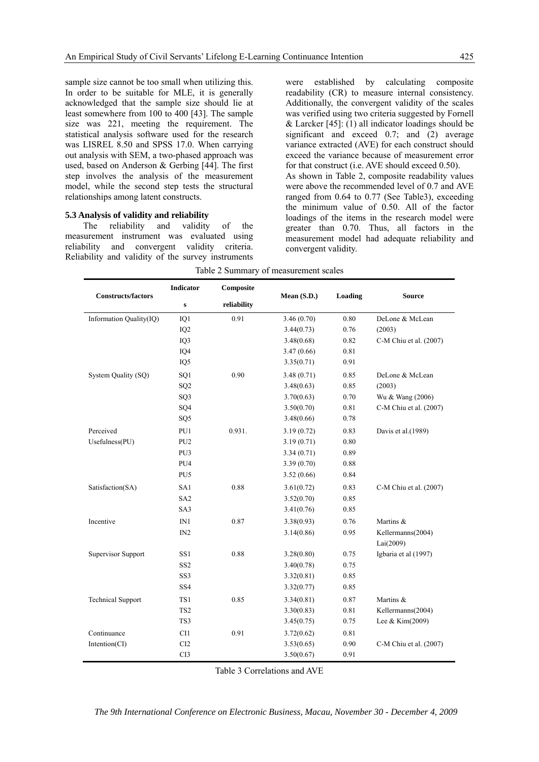sample size cannot be too small when utilizing this. In order to be suitable for MLE, it is generally acknowledged that the sample size should lie at least somewhere from 100 to 400 [43]. The sample size was 221, meeting the requirement. The statistical analysis software used for the research was LISREL 8.50 and SPSS 17.0. When carrying out analysis with SEM, a two-phased approach was used, based on Anderson & Gerbing [44]. The first step involves the analysis of the measurement model, while the second step tests the structural relationships among latent constructs.

### 5.3 Analysis of validity and reliability

The reliability and validity of the measurement instrument was evaluated using reliability and convergent validity criteria. Reliability and validity of the survey instruments were established by calculating composite readability (CR) to measure internal consistency. Additionally, the convergent validity of the scales was verified using two criteria suggested by Fornell & Larcker [45]: (1) all indicator loadings should be significant and exceed 0.7; and (2) average variance extracted (AVE) for each construct should exceed the variance because of measurement error for that construct (i.e. AVE should exceed 0.50).

As shown in Table 2, composite readability values were above the recommended level of 0.7 and AVE ranged from 0.64 to 0.77 (See Table3), exceeding the minimum value of 0.50. All of the factor loadings of the items in the research model were greater than 0.70. Thus, all factors in the measurement model had adequate reliability and convergent validity.

Table 2 Summary of measurement scales

| Constructs/factors | Indicators | Composite reliability | Mean (S.D.) | Loading | Source |
|---|---|---|---|---|---|
| Information Quality(IQ) | IQ1 | 0.91 | 3.46 (0.70) | 0.80 | DeLone & McLean |
| | IQ2 | | 3.44(0.73) | 0.76 | (2003) |
| | IQ3 | | 3.48(0.68) | 0.82 | C-M Chiu et al. (2007) |
| | IQ4 | | 3.47 (0.66) | 0.81 | |
| | IQ5 | | 3.35(0.71) | 0.91 | |
| System Quality (SQ) | SQ1 | 0.90 | 3.48 (0.71) | 0.85 | DeLone & McLean |
| | SQ2 | | 3.48(0.63) | 0.85 | (2003) |
| | SQ3 | | 3.70(0.63) | 0.70 | Wu & Wang (2006) |
| | SQ4 | | 3.50(0.70) | 0.81 | C-M Chiu et al. (2007) |
| | SQ5 | | 3.48(0.66) | 0.78 | |
| Perceived | PU1 | 0.931. | 3.19 (0.72) | 0.83 | Davis et al.(1989) |
| Usefulness(PU) | PU2 | | 3.19 (0.71) | 0.80 | |
| | PU3 | | 3.34 (0.71) | 0.89 | |
| | PU4 | | 3.39 (0.70) | 0.88 | |
| | PU5 | | 3.52 (0.66) | 0.84 | |
| Satisfaction(SA) | SA1 | 0.88 | 3.61(0.72) | 0.83 | C-M Chiu et al. (2007) |
| | SA2 | | 3.52(0.70) | 0.85 | |
| | SA3 | | 3.41(0.76) | 0.85 | |
| Incentive | IN1 | 0.87 | 3.38(0.93) | 0.76 | Martins & |
| | IN2 | | 3.14(0.86) | 0.95 | Kellermanns(2004) |
| | | | | | Lai(2009) |
| Supervisor Support | SS1 | 0.88 | 3.28(0.80) | 0.75 | Igbaria et al (1997) |
| | SS2 | | 3.40(0.78) | 0.75 | |
| | SS3 | | 3.32(0.81) | 0.85 | |
| | SS4 | | 3.32(0.77) | 0.85 | |
| Technical Support | TS1 | 0.85 | 3.34(0.81) | 0.87 | Martins & |
| | TS2 | | 3.30(0.83) | 0.81 | Kellermanns(2004) |
| | TS3 | | 3.45(0.75) | 0.75 | Lee & Kim(2009) |
| Continuance | CI1 | 0.91 | 3.72(0.62) | 0.81 | |
| Intention(CI) | CI2 | | 3.53(0.65) | 0.90 | C-M Chiu et al. (2007) |
| | CI3 | | 3.50(0.67) | 0.91 | |

Table 3 Correlations and AVE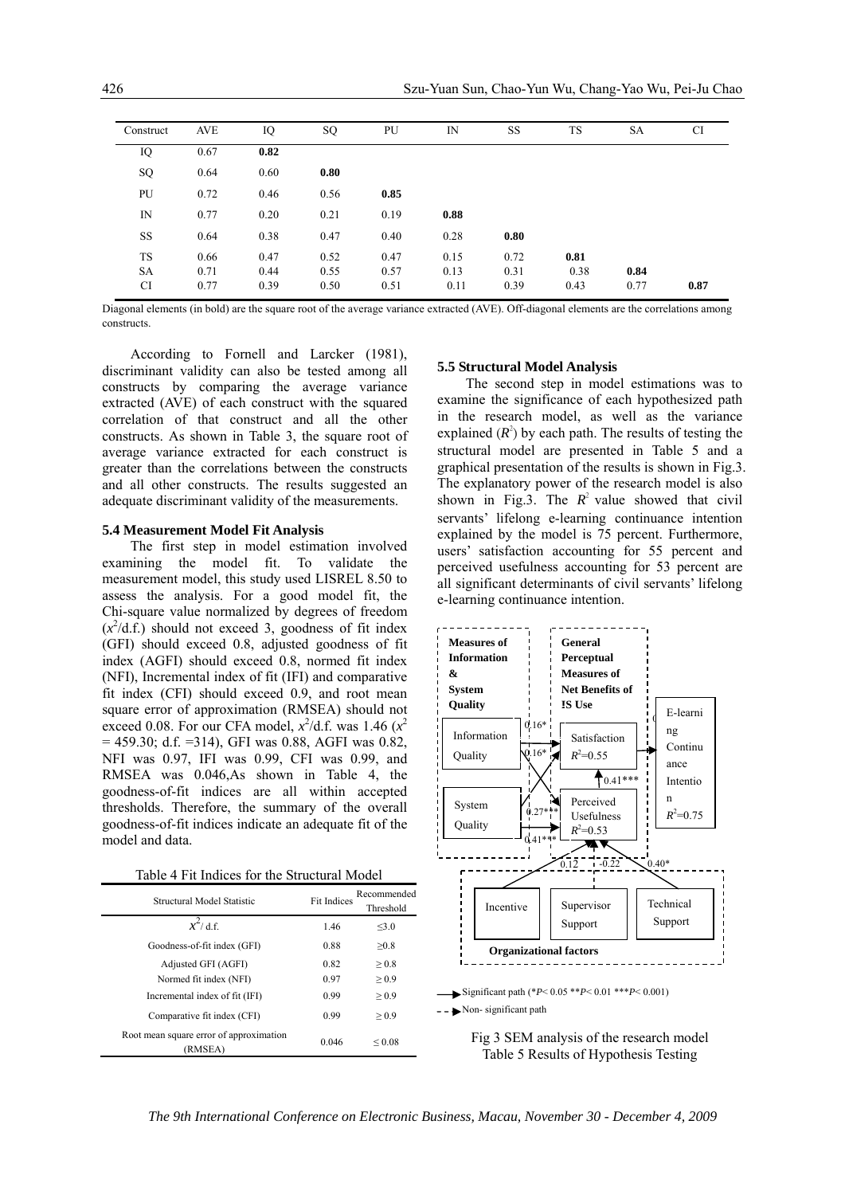| Construct | AVE | IQ | SQ | PU | IN | SS | TS | SA | CI |
|---|---|---|---|---|---|---|---|---|---|
| IQ | 0.67 | **0.82** | | | | | | | |
| SQ | 0.64 | 0.60 | **0.80** | | | | | | |
| PU | 0.72 | 0.46 | 0.56 | **0.85** | | | | | |
| IN | 0.77 | 0.20 | 0.21 | 0.19 | **0.88** | | | | |
| SS | 0.64 | 0.38 | 0.47 | 0.40 | 0.28 | **0.80** | | | |
| TS | 0.66 | 0.47 | 0.52 | 0.47 | 0.15 | 0.72 | **0.81** | | |
| SA | 0.71 | 0.44 | 0.55 | 0.57 | 0.13 | 0.31 | 0.38 | **0.84** | |
| CI | 0.77 | 0.39 | 0.50 | 0.51 | 0.11 | 0.39 | 0.43 | 0.77 | **0.87** |

Diagonal elements (in bold) are the square root of the average variance extracted (AVE). Off-diagonal elements are the correlations among constructs.

According to Fornell and Larcker (1981), discriminant validity can also be tested among all constructs by comparing the average variance extracted (AVE) of each construct with the squared correlation of that construct and all the other constructs. As shown in Table 3, the square root of average variance extracted for each construct is greater than the correlations between the constructs and all other constructs. The results suggested an adequate discriminant validity of the measurements.

### 5.4 Measurement Model Fit Analysis

The first step in model estimation involved examining the model fit. To validate the measurement model, this study used LISREL 8.50 to assess the analysis. For a good model fit, the Chi-square value normalized by degrees of freedom ($x^2$/d.f.) should not exceed 3, goodness of fit index (GFI) should exceed 0.8, adjusted goodness of fit index (AGFI) should exceed 0.8, normed fit index (NFI), Incremental index of fit (IFI) and comparative fit index (CFI) should exceed 0.9, and root mean square error of approximation (RMSEA) should not exceed 0.08. For our CFA model, $x^2$/d.f. was 1.46 ($x^2$ = 459.30; d.f. =314), GFI was 0.88, AGFI was 0.82, NFI was 0.97, IFI was 0.99, CFI was 0.99, and RMSEA was 0.046,As shown in Table 4, the goodness-of-fit indices are all within accepted thresholds. Therefore, the summary of the overall goodness-of-fit indices indicate an adequate fit of the model and data.

Table 4 Fit Indices for the Structural Model

| Structural Model Statistic | Fit Indices | Recommended Threshold |
|---|---|---|
| $x^2$/ d.f. | 1.46 | ≤3.0 |
| Goodness-of-fit index (GFI) | 0.88 | ≥0.8 |
| Adjusted GFI (AGFI) | 0.82 | ≥ 0.8 |
| Normed fit index (NFI) | 0.97 | ≥ 0.9 |
| Incremental index of fit (IFI) | 0.99 | ≥ 0.9 |
| Comparative fit index (CFI) | 0.99 | ≥ 0.9 |
| Root mean square error of approximation (RMSEA) | 0.046 | ≤ 0.08 |

### 5.5 Structural Model Analysis

The second step in model estimations was to examine the significance of each hypothesized path in the research model, as well as the variance explained ($R^2$) by each path. The results of testing the structural model are presented in Table 5 and a graphical presentation of the results is shown in Fig.3. The explanatory power of the research model is also shown in Fig.3. The $R^2$ value showed that civil servants' lifelong e-learning continuance intention explained by the model is 75 percent. Furthermore, users' satisfaction accounting for 55 percent and perceived usefulness accounting for 53 percent are all significant determinants of civil servants' lifelong e-learning continuance intention.

Fig 3 SEM analysis of the research model

Table 5 Results of Hypothesis Testing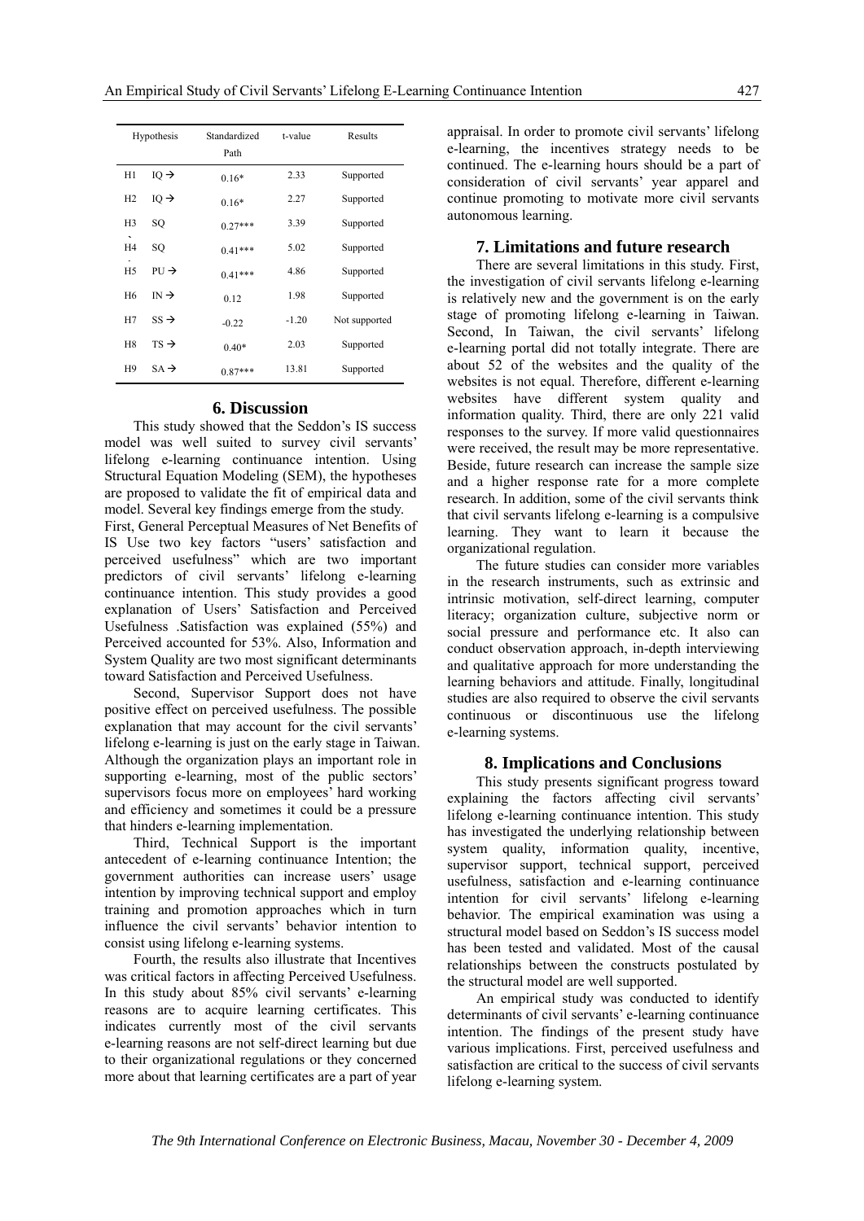| Hypothesis | | Standardized Path | t-value | Results |
|---|---|---|---|---|
| H1 | IQ → | 0.16* | 2.33 | Supported |
| H2 | IQ → | 0.16* | 2.27 | Supported |
| H3 | SQ | 0.27*** | 3.39 | Supported |
| H4 | SQ | 0.41*** | 5.02 | Supported |
| H5 | PU → | 0.41*** | 4.86 | Supported |
| H6 | IN → | 0.12 | 1.98 | Supported |
| H7 | SS → | -0.22 | -1.20 | Not supported |
| H8 | TS → | 0.40* | 2.03 | Supported |
| H9 | SA → | 0.87*** | 13.81 | Supported |

## 6. Discussion

This study showed that the Seddon's IS success model was well suited to survey civil servants' lifelong e-learning continuance intention. Using Structural Equation Modeling (SEM), the hypotheses are proposed to validate the fit of empirical data and model. Several key findings emerge from the study.

First, General Perceptual Measures of Net Benefits of IS Use two key factors "users' satisfaction and perceived usefulness" which are two important predictors of civil servants' lifelong e-learning continuance intention. This study provides a good explanation of Users' Satisfaction and Perceived Usefulness .Satisfaction was explained (55%) and Perceived accounted for 53%. Also, Information and System Quality are two most significant determinants toward Satisfaction and Perceived Usefulness.

Second, Supervisor Support does not have positive effect on perceived usefulness. The possible explanation that may account for the civil servants' lifelong e-learning is just on the early stage in Taiwan. Although the organization plays an important role in supporting e-learning, most of the public sectors' supervisors focus more on employees' hard working and efficiency and sometimes it could be a pressure that hinders e-learning implementation.

Third, Technical Support is the important antecedent of e-learning continuance Intention; the government authorities can increase users' usage intention by improving technical support and employ training and promotion approaches which in turn influence the civil servants' behavior intention to consist using lifelong e-learning systems.

Fourth, the results also illustrate that Incentives was critical factors in affecting Perceived Usefulness. In this study about 85% civil servants' e-learning reasons are to acquire learning certificates. This indicates currently most of the civil servants e-learning reasons are not self-direct learning but due to their organizational regulations or they concerned more about that learning certificates are a part of year appraisal. In order to promote civil servants' lifelong e-learning, the incentives strategy needs to be continued. The e-learning hours should be a part of consideration of civil servants' year apparel and continue promoting to motivate more civil servants autonomous learning.

## 7. Limitations and future research

There are several limitations in this study. First, the investigation of civil servants lifelong e-learning is relatively new and the government is on the early stage of promoting lifelong e-learning in Taiwan. Second, In Taiwan, the civil servants' lifelong e-learning portal did not totally integrate. There are about 52 of the websites and the quality of the websites is not equal. Therefore, different e-learning websites have different system quality and information quality. Third, there are only 221 valid responses to the survey. If more valid questionnaires were received, the result may be more representative. Beside, future research can increase the sample size and a higher response rate for a more complete research. In addition, some of the civil servants think that civil servants lifelong e-learning is a compulsive learning. They want to learn it because the organizational regulation.

The future studies can consider more variables in the research instruments, such as extrinsic and intrinsic motivation, self-direct learning, computer literacy; organization culture, subjective norm or social pressure and performance etc. It also can conduct observation approach, in-depth interviewing and qualitative approach for more understanding the learning behaviors and attitude. Finally, longitudinal studies are also required to observe the civil servants continuous or discontinuous use the lifelong e-learning systems.

## 8. Implications and Conclusions

This study presents significant progress toward explaining the factors affecting civil servants' lifelong e-learning continuance intention. This study has investigated the underlying relationship between system quality, information quality, incentive, supervisor support, technical support, perceived usefulness, satisfaction and e-learning continuance intention for civil servants' lifelong e-learning behavior. The empirical examination was using a structural model based on Seddon's IS success model has been tested and validated. Most of the causal relationships between the constructs postulated by the structural model are well supported.

An empirical study was conducted to identify determinants of civil servants' e-learning continuance intention. The findings of the present study have various implications. First, perceived usefulness and satisfaction are critical to the success of civil servants lifelong e-learning system.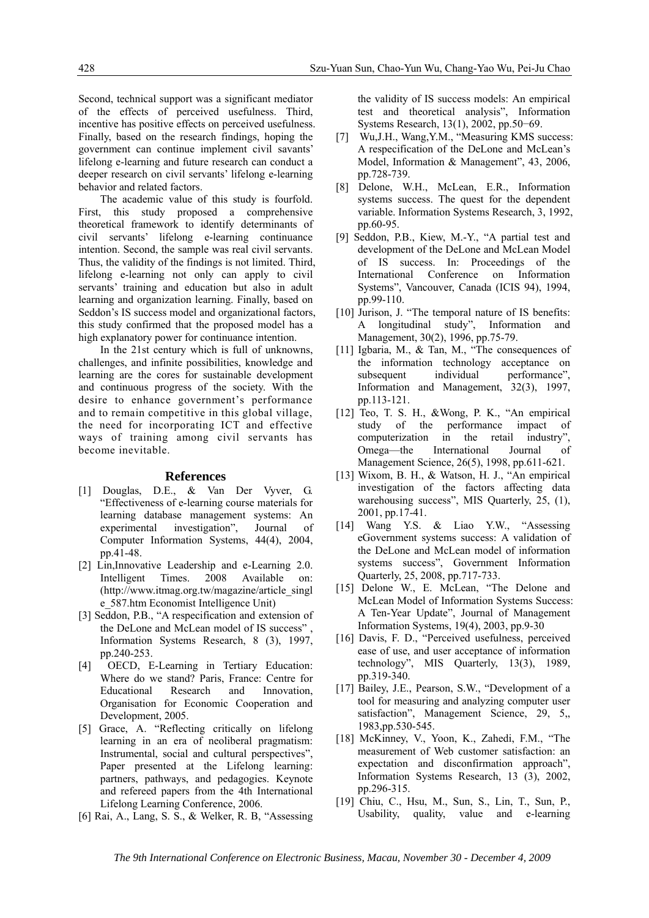Second, technical support was a significant mediator of the effects of perceived usefulness. Third, incentive has positive effects on perceived usefulness. Finally, based on the research findings, hoping the government can continue implement civil savants' lifelong e-learning and future research can conduct a deeper research on civil servants' lifelong e-learning behavior and related factors.

The academic value of this study is fourfold. First, this study proposed a comprehensive theoretical framework to identify determinants of civil servants' lifelong e-learning continuance intention. Second, the sample was real civil servants. Thus, the validity of the findings is not limited. Third, lifelong e-learning not only can apply to civil servants' training and education but also in adult learning and organization learning. Finally, based on Seddon's IS success model and organizational factors, this study confirmed that the proposed model has a high explanatory power for continuance intention.

In the 21st century which is full of unknowns, challenges, and infinite possibilities, knowledge and learning are the cores for sustainable development and continuous progress of the society. With the desire to enhance government's performance and to remain competitive in this global village, the need for incorporating ICT and effective ways of training among civil servants has become inevitable.

## References

[1] Douglas, D.E., & Van Der Vyver, G. "Effectiveness of e-learning course materials for learning database management systems: An experimental investigation", Journal of Computer Information Systems, 44(4), 2004, pp.41-48.

[2] Lin,Innovative Leadership and e-Learning 2.0. Intelligent Times. 2008 Available on: (http://www.itmag.org.tw/magazine/article_single_587.htm Economist Intelligence Unit)

[3] Seddon, P.B., "A respecification and extension of the DeLone and McLean model of IS success" , Information Systems Research, 8 (3), 1997, pp.240-253.

[4] OECD, E-Learning in Tertiary Education: Where do we stand? Paris, France: Centre for Educational Research and Innovation, Organisation for Economic Cooperation and Development, 2005.

[5] Grace, A. "Reflecting critically on lifelong learning in an era of neoliberal pragmatism: Instrumental, social and cultural perspectives", Paper presented at the Lifelong learning: partners, pathways, and pedagogies. Keynote and refereed papers from the 4th International Lifelong Learning Conference, 2006.

[6] Rai, A., Lang, S. S., & Welker, R. B, "Assessing the validity of IS success models: An empirical test and theoretical analysis", Information Systems Research, 13(1), 2002, pp.50–69.

[7] Wu,J.H., Wang,Y.M., "Measuring KMS success: A respecification of the DeLone and McLean's Model, Information & Management", 43, 2006, pp.728-739.

[8] Delone, W.H., McLean, E.R., Information systems success. The quest for the dependent variable. Information Systems Research, 3, 1992, pp.60-95.

[9] Seddon, P.B., Kiew, M.-Y., "A partial test and development of the DeLone and McLean Model of IS success. In: Proceedings of the International Conference on Information Systems", Vancouver, Canada (ICIS 94), 1994, pp.99-110.

[10] Jurison, J. "The temporal nature of IS benefits: A longitudinal study", Information and Management, 30(2), 1996, pp.75-79.

[11] Igbaria, M., & Tan, M., "The consequences of the information technology acceptance on subsequent individual performance", Information and Management, 32(3), 1997, pp.113-121.

[12] Teo, T. S. H., &Wong, P. K., "An empirical study of the performance impact of computerization in the retail industry", Omega—the International Journal of Management Science, 26(5), 1998, pp.611-621.

[13] Wixom, B. H., & Watson, H. J., "An empirical investigation of the factors affecting data warehousing success", MIS Quarterly, 25, (1), 2001, pp.17-41.

[14] Wang Y.S. & Liao Y.W., "Assessing eGovernment systems success: A validation of the DeLone and McLean model of information systems success", Government Information Quarterly, 25, 2008, pp.717-733.

[15] Delone W., E. McLean, "The Delone and McLean Model of Information Systems Success: A Ten-Year Update", Journal of Management Information Systems, 19(4), 2003, pp.9-30

[16] Davis, F. D., "Perceived usefulness, perceived ease of use, and user acceptance of information technology", MIS Quarterly, 13(3), 1989, pp.319-340.

[17] Bailey, J.E., Pearson, S.W., "Development of a tool for measuring and analyzing computer user satisfaction", Management Science, 29, 5,, 1983,pp.530-545.

[18] McKinney, V., Yoon, K., Zahedi, F.M., "The measurement of Web customer satisfaction: an expectation and disconfirmation approach", Information Systems Research, 13 (3), 2002, pp.296-315.

[19] Chiu, C., Hsu, M., Sun, S., Lin, T., Sun, P., Usability, quality, value and e-learning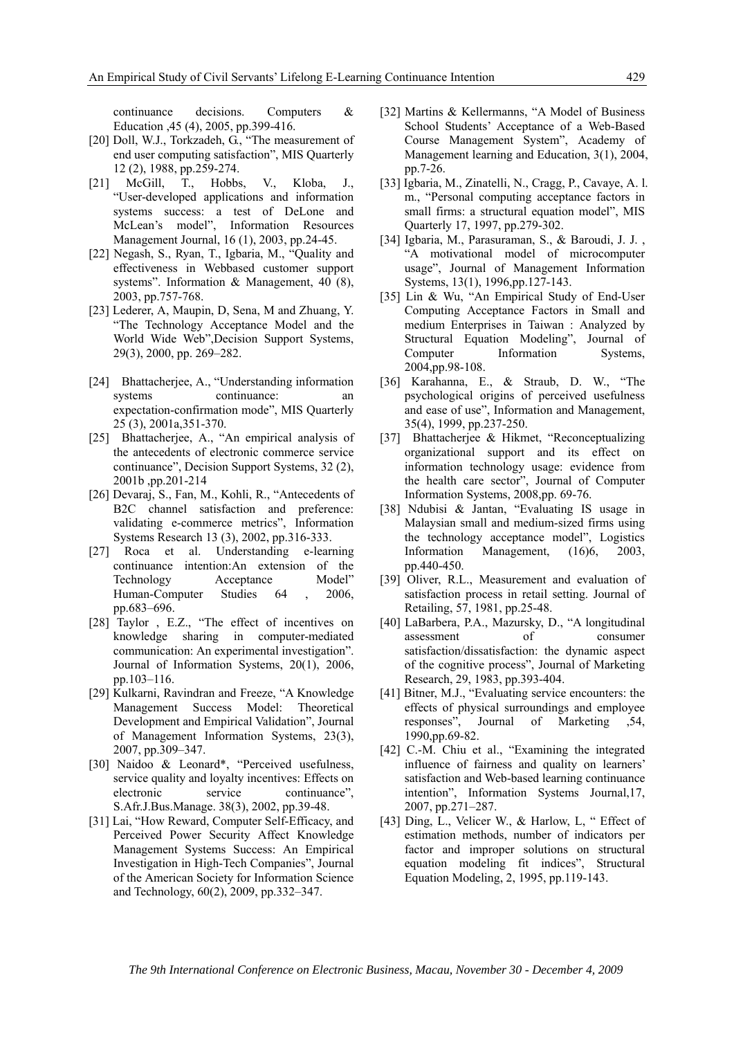continuance decisions. Computers & Education ,45 (4), 2005, pp.399-416.

[20] Doll, W.J., Torkzadeh, G., "The measurement of end user computing satisfaction", MIS Quarterly 12 (2), 1988, pp.259-274.

[21] McGill, T., Hobbs, V., Kloba, J., "User-developed applications and information systems success: a test of DeLone and McLean's model", Information Resources Management Journal, 16 (1), 2003, pp.24-45.

[22] Negash, S., Ryan, T., Igbaria, M., "Quality and effectiveness in Webbased customer support systems". Information & Management, 40 (8), 2003, pp.757-768.

[23] Lederer, A, Maupin, D, Sena, M and Zhuang, Y. "The Technology Acceptance Model and the World Wide Web",Decision Support Systems, 29(3), 2000, pp. 269–282.

[24] Bhattacherjee, A., "Understanding information systems continuance: an expectation-confirmation mode", MIS Quarterly 25 (3), 2001a,351-370.

[25] Bhattacherjee, A., "An empirical analysis of the antecedents of electronic commerce service continuance", Decision Support Systems, 32 (2), 2001b ,pp.201-214

[26] Devaraj, S., Fan, M., Kohli, R., "Antecedents of B2C channel satisfaction and preference: validating e-commerce metrics", Information Systems Research 13 (3), 2002, pp.316-333.

[27] Roca et al. Understanding e-learning continuance intention:An extension of the Technology Acceptance Model" Human-Computer Studies 64 , 2006, pp.683–696.

[28] Taylor , E.Z., "The effect of incentives on knowledge sharing in computer-mediated communication: An experimental investigation". Journal of Information Systems, 20(1), 2006, pp.103–116.

[29] Kulkarni, Ravindran and Freeze, "A Knowledge Management Success Model: Theoretical Development and Empirical Validation", Journal of Management Information Systems, 23(3), 2007, pp.309–347.

[30] Naidoo & Leonard*, "Perceived usefulness, service quality and loyalty incentives: Effects on electronic service continuance", S.Afr.J.Bus.Manage. 38(3), 2002, pp.39-48.

[31] Lai, "How Reward, Computer Self-Efficacy, and Perceived Power Security Affect Knowledge Management Systems Success: An Empirical Investigation in High-Tech Companies", Journal of the American Society for Information Science and Technology, 60(2), 2009, pp.332–347.

[32] Martins & Kellermanns, "A Model of Business School Students' Acceptance of a Web-Based Course Management System", Academy of Management learning and Education, 3(1), 2004, pp.7-26.

[33] Igbaria, M., Zinatelli, N., Cragg, P., Cavaye, A. l. m., "Personal computing acceptance factors in small firms: a structural equation model", MIS Quarterly 17, 1997, pp.279-302.

[34] Igbaria, M., Parasuraman, S., & Baroudi, J. J. , "A motivational model of microcomputer usage", Journal of Management Information Systems, 13(1), 1996,pp.127-143.

[35] Lin & Wu, "An Empirical Study of End-User Computing Acceptance Factors in Small and medium Enterprises in Taiwan : Analyzed by Structural Equation Modeling", Journal of Computer Information Systems, 2004,pp.98-108.

[36] Karahanna, E., & Straub, D. W., "The psychological origins of perceived usefulness and ease of use", Information and Management, 35(4), 1999, pp.237-250.

[37] Bhattacherjee & Hikmet, "Reconceptualizing organizational support and its effect on information technology usage: evidence from the health care sector", Journal of Computer Information Systems, 2008,pp. 69-76.

[38] Ndubisi & Jantan, "Evaluating IS usage in Malaysian small and medium-sized firms using the technology acceptance model", Logistics Information Management, (16)6, 2003, pp.440-450.

[39] Oliver, R.L., Measurement and evaluation of satisfaction process in retail setting. Journal of Retailing, 57, 1981, pp.25-48.

[40] LaBarbera, P.A., Mazursky, D., "A longitudinal assessment of consumer satisfaction/dissatisfaction: the dynamic aspect of the cognitive process", Journal of Marketing Research, 29, 1983, pp.393-404.

[41] Bitner, M.J., "Evaluating service encounters: the effects of physical surroundings and employee responses", Journal of Marketing ,54, 1990,pp.69-82.

[42] C.-M. Chiu et al., "Examining the integrated influence of fairness and quality on learners' satisfaction and Web-based learning continuance intention", Information Systems Journal,17, 2007, pp.271–287.

[43] Ding, L., Velicer W., & Harlow, L, " Effect of estimation methods, number of indicators per factor and improper solutions on structural equation modeling fit indices", Structural Equation Modeling, 2, 1995, pp.119-143.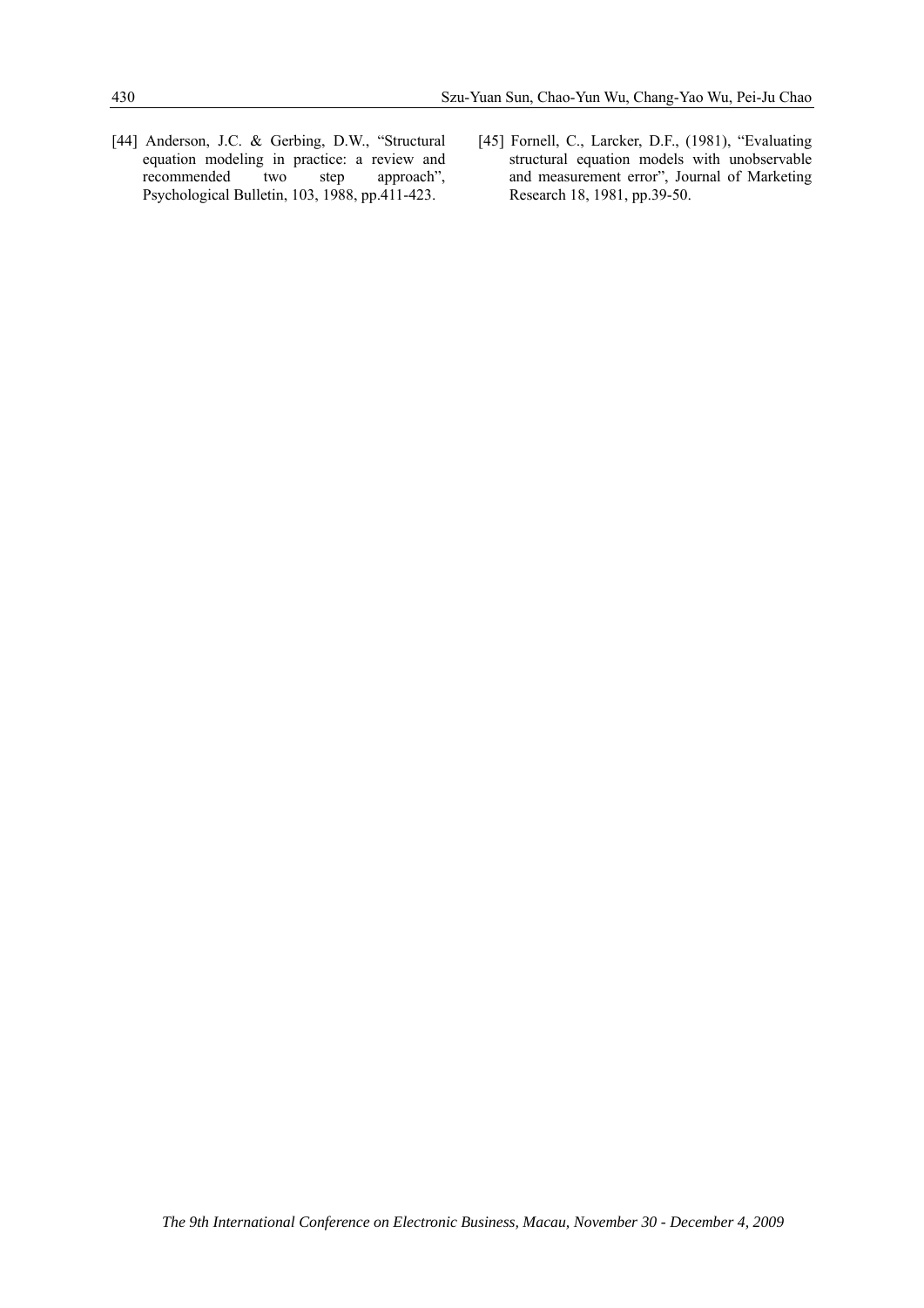[44] Anderson, J.C. & Gerbing, D.W., "Structural equation modeling in practice: a review and recommended two step approach", Psychological Bulletin, 103, 1988, pp.411-423.

[45] Fornell, C., Larcker, D.F., (1981), "Evaluating structural equation models with unobservable and measurement error", Journal of Marketing Research 18, 1981, pp.39-50.